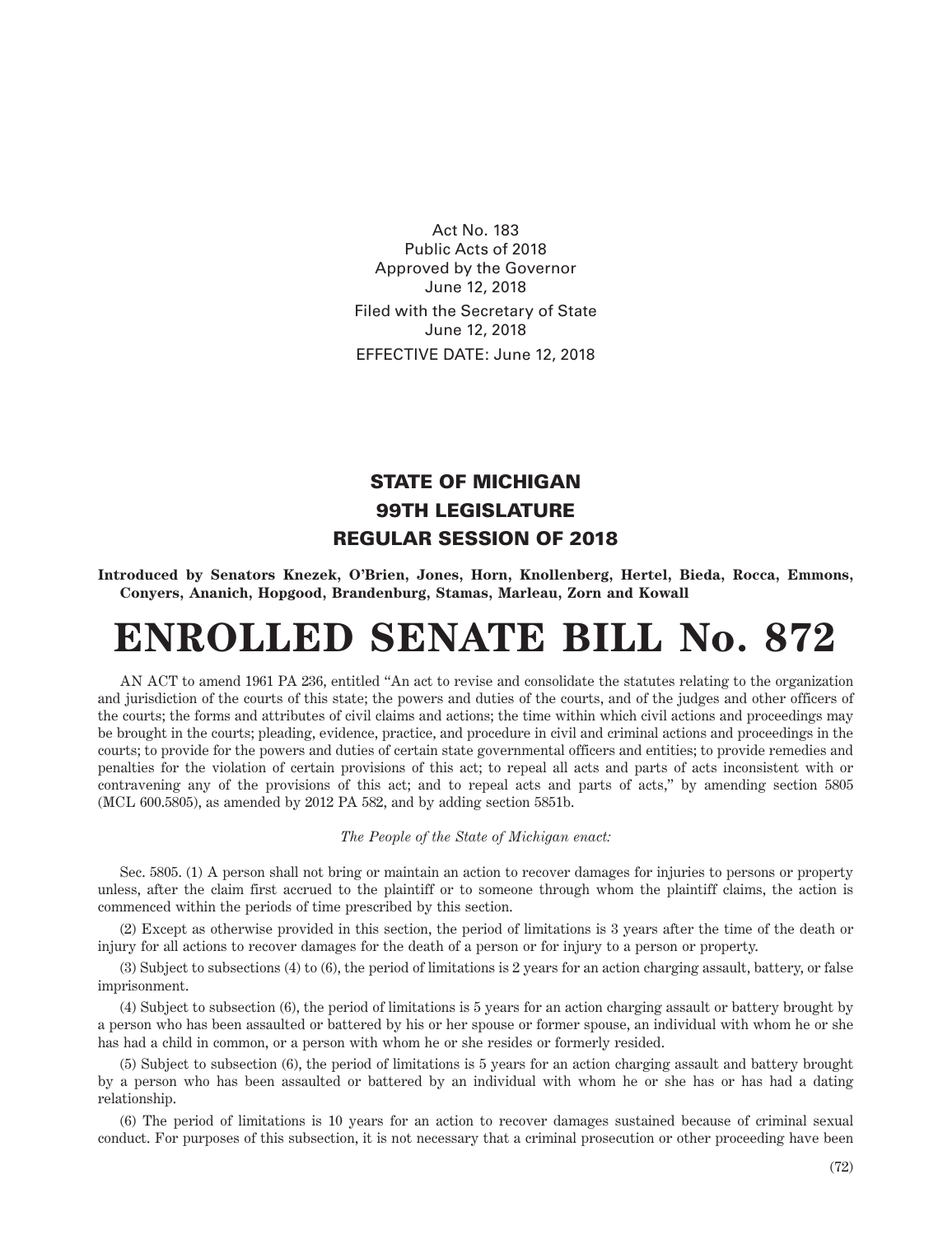Act No. 183
Public Acts of 2018
Approved by the Governor
June 12, 2018

Filed with the Secretary of State
June 12, 2018

EFFECTIVE DATE: June 12, 2018

## STATE OF MICHIGAN
## 99TH LEGISLATURE
## REGULAR SESSION OF 2018

**Introduced by Senators Knezek, O'Brien, Jones, Horn, Knollenberg, Hertel, Bieda, Rocca, Emmons, Conyers, Ananich, Hopgood, Brandenburg, Stamas, Marleau, Zorn and Kowall**

# ENROLLED SENATE BILL No. 872

AN ACT to amend 1961 PA 236, entitled "An act to revise and consolidate the statutes relating to the organization and jurisdiction of the courts of this state; the powers and duties of the courts, and of the judges and other officers of the courts; the forms and attributes of civil claims and actions; the time within which civil actions and proceedings may be brought in the courts; pleading, evidence, practice, and procedure in civil and criminal actions and proceedings in the courts; to provide for the powers and duties of certain state governmental officers and entities; to provide remedies and penalties for the violation of certain provisions of this act; to repeal all acts and parts of acts inconsistent with or contravening any of the provisions of this act; and to repeal acts and parts of acts," by amending section 5805 (MCL 600.5805), as amended by 2012 PA 582, and by adding section 5851b.

*The People of the State of Michigan enact:*

Sec. 5805. (1) A person shall not bring or maintain an action to recover damages for injuries to persons or property unless, after the claim first accrued to the plaintiff or to someone through whom the plaintiff claims, the action is commenced within the periods of time prescribed by this section.

(2) Except as otherwise provided in this section, the period of limitations is 3 years after the time of the death or injury for all actions to recover damages for the death of a person or for injury to a person or property.

(3) Subject to subsections (4) to (6), the period of limitations is 2 years for an action charging assault, battery, or false imprisonment.

(4) Subject to subsection (6), the period of limitations is 5 years for an action charging assault or battery brought by a person who has been assaulted or battered by his or her spouse or former spouse, an individual with whom he or she has had a child in common, or a person with whom he or she resides or formerly resided.

(5) Subject to subsection (6), the period of limitations is 5 years for an action charging assault and battery brought by a person who has been assaulted or battered by an individual with whom he or she has or has had a dating relationship.

(6) The period of limitations is 10 years for an action to recover damages sustained because of criminal sexual conduct. For purposes of this subsection, it is not necessary that a criminal prosecution or other proceeding have been

(72)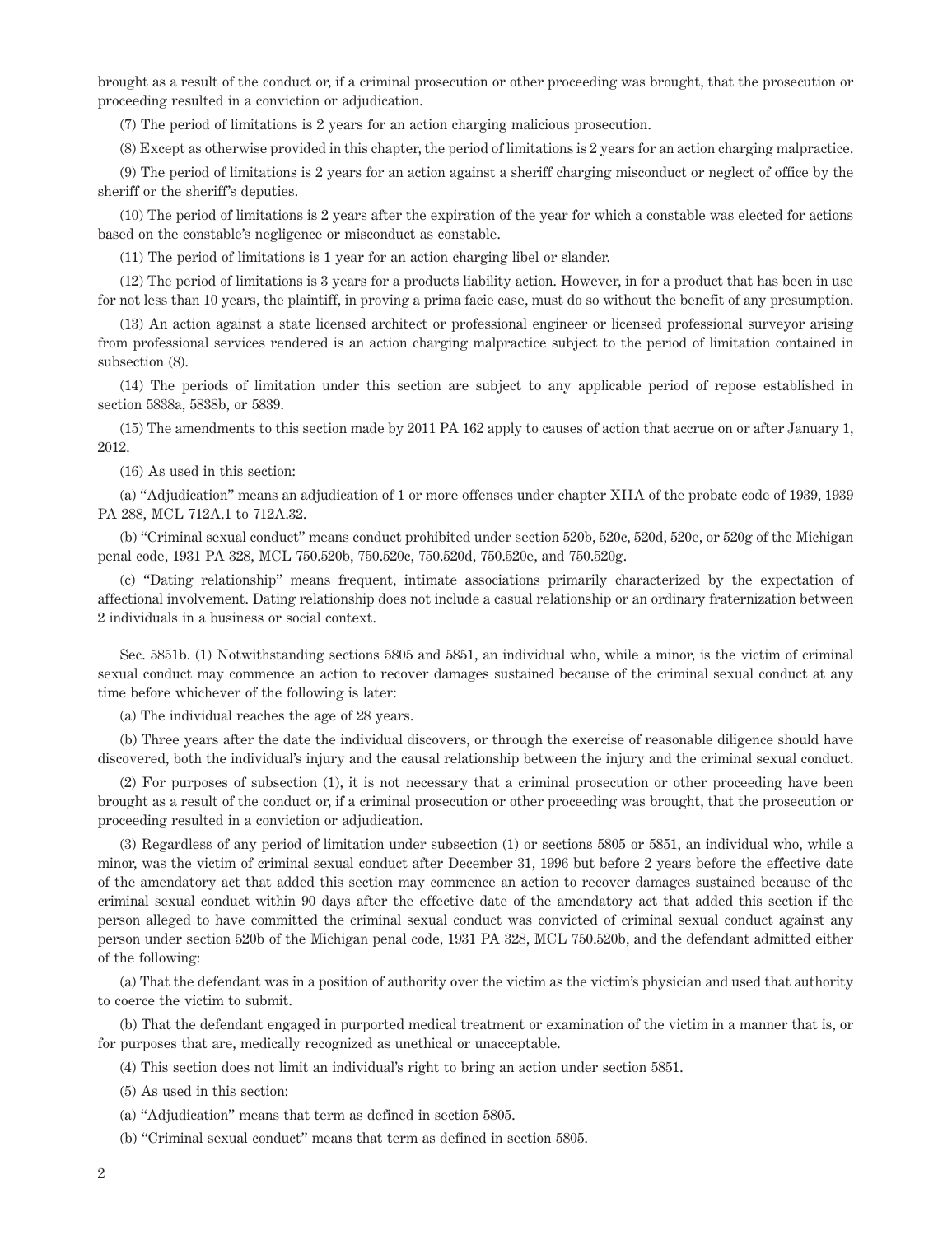brought as a result of the conduct or, if a criminal prosecution or other proceeding was brought, that the prosecution or proceeding resulted in a conviction or adjudication.

(7) The period of limitations is 2 years for an action charging malicious prosecution.

(8) Except as otherwise provided in this chapter, the period of limitations is 2 years for an action charging malpractice.

(9) The period of limitations is 2 years for an action against a sheriff charging misconduct or neglect of office by the sheriff or the sheriff's deputies.

(10) The period of limitations is 2 years after the expiration of the year for which a constable was elected for actions based on the constable's negligence or misconduct as constable.

(11) The period of limitations is 1 year for an action charging libel or slander.

(12) The period of limitations is 3 years for a products liability action. However, in for a product that has been in use for not less than 10 years, the plaintiff, in proving a prima facie case, must do so without the benefit of any presumption.

(13) An action against a state licensed architect or professional engineer or licensed professional surveyor arising from professional services rendered is an action charging malpractice subject to the period of limitation contained in subsection (8).

(14) The periods of limitation under this section are subject to any applicable period of repose established in section 5838a, 5838b, or 5839.

(15) The amendments to this section made by 2011 PA 162 apply to causes of action that accrue on or after January 1, 2012.

(16) As used in this section:

(a) "Adjudication" means an adjudication of 1 or more offenses under chapter XIIA of the probate code of 1939, 1939 PA 288, MCL 712A.1 to 712A.32.

(b) "Criminal sexual conduct" means conduct prohibited under section 520b, 520c, 520d, 520e, or 520g of the Michigan penal code, 1931 PA 328, MCL 750.520b, 750.520c, 750.520d, 750.520e, and 750.520g.

(c) "Dating relationship" means frequent, intimate associations primarily characterized by the expectation of affectional involvement. Dating relationship does not include a casual relationship or an ordinary fraternization between 2 individuals in a business or social context.

Sec. 5851b. (1) Notwithstanding sections 5805 and 5851, an individual who, while a minor, is the victim of criminal sexual conduct may commence an action to recover damages sustained because of the criminal sexual conduct at any time before whichever of the following is later:

(a) The individual reaches the age of 28 years.

(b) Three years after the date the individual discovers, or through the exercise of reasonable diligence should have discovered, both the individual's injury and the causal relationship between the injury and the criminal sexual conduct.

(2) For purposes of subsection (1), it is not necessary that a criminal prosecution or other proceeding have been brought as a result of the conduct or, if a criminal prosecution or other proceeding was brought, that the prosecution or proceeding resulted in a conviction or adjudication.

(3) Regardless of any period of limitation under subsection (1) or sections 5805 or 5851, an individual who, while a minor, was the victim of criminal sexual conduct after December 31, 1996 but before 2 years before the effective date of the amendatory act that added this section may commence an action to recover damages sustained because of the criminal sexual conduct within 90 days after the effective date of the amendatory act that added this section if the person alleged to have committed the criminal sexual conduct was convicted of criminal sexual conduct against any person under section 520b of the Michigan penal code, 1931 PA 328, MCL 750.520b, and the defendant admitted either of the following:

(a) That the defendant was in a position of authority over the victim as the victim's physician and used that authority to coerce the victim to submit.

(b) That the defendant engaged in purported medical treatment or examination of the victim in a manner that is, or for purposes that are, medically recognized as unethical or unacceptable.

(4) This section does not limit an individual's right to bring an action under section 5851.

(5) As used in this section:

(a) "Adjudication" means that term as defined in section 5805.

(b) "Criminal sexual conduct" means that term as defined in section 5805.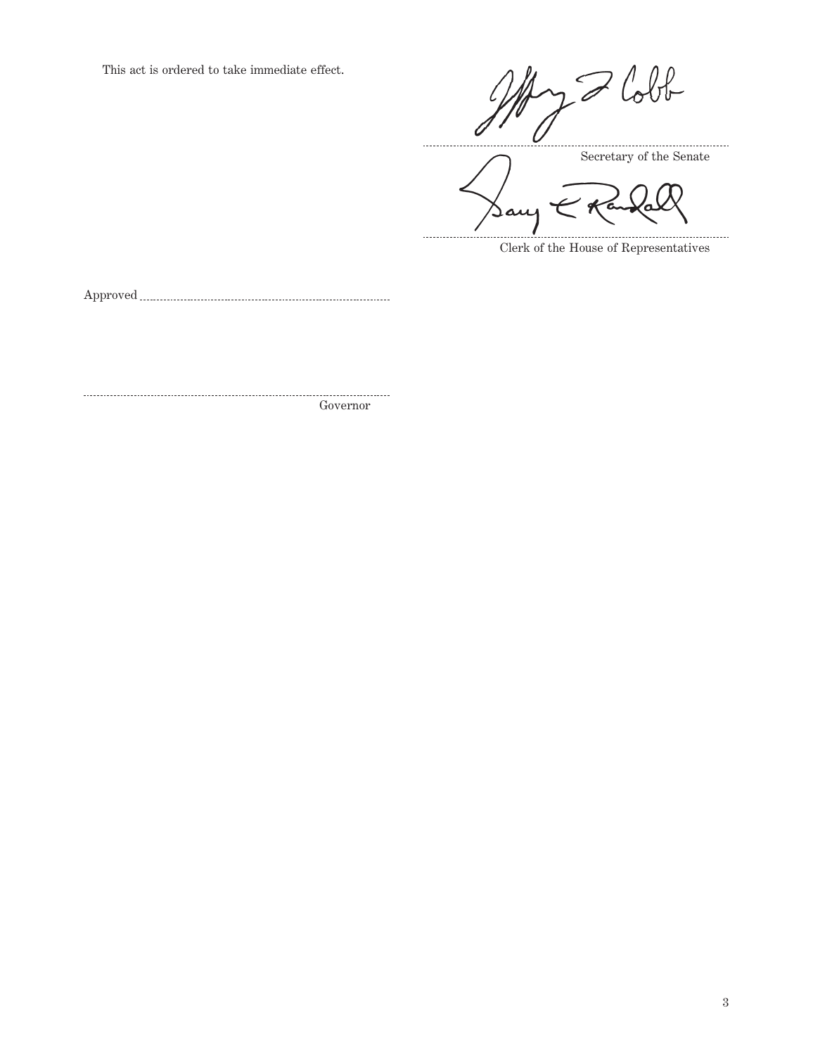This act is ordered to take immediate effect.

Secretary of the Senate

Clerk of the House of Representatives

Approved

Governor